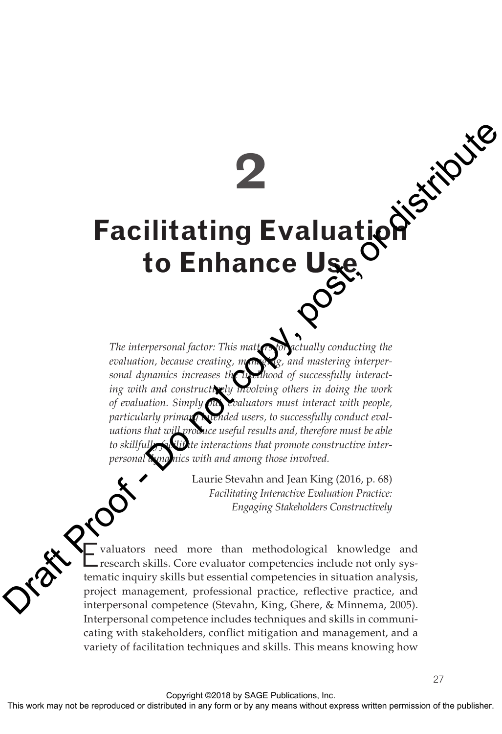# 2

# Facilitating Evaluation to Enhance Use

*The interpersonal factor: This matters for actually conducting the evaluation, because creating, managing, and mastering interpersonal dynamics increases the likelihood of successfully interacting with and constructively involving others in doing the work of evaluation. Simply put, evaluators must interact with people, particularly primary intended users, to successfully conduct evaluations that will produce useful results and, therefore must be able to skillfully facilitate interactions that promote constructive interpersonal dynamics with and among those involved.*

Laurie Stevahn and Jean King (2016, p. 68)
*Facilitating Interactive Evaluation Practice: Engaging Stakeholders Constructively*

Evaluators need more than methodological knowledge and research skills. Core evaluator competencies include not only systematic inquiry skills but essential competencies in situation analysis, project management, professional practice, reflective practice, and interpersonal competence (Stevahn, King, Ghere, & Minnema, 2005). Interpersonal competence includes techniques and skills in communicating with stakeholders, conflict mitigation and management, and a variety of facilitation techniques and skills. This means knowing how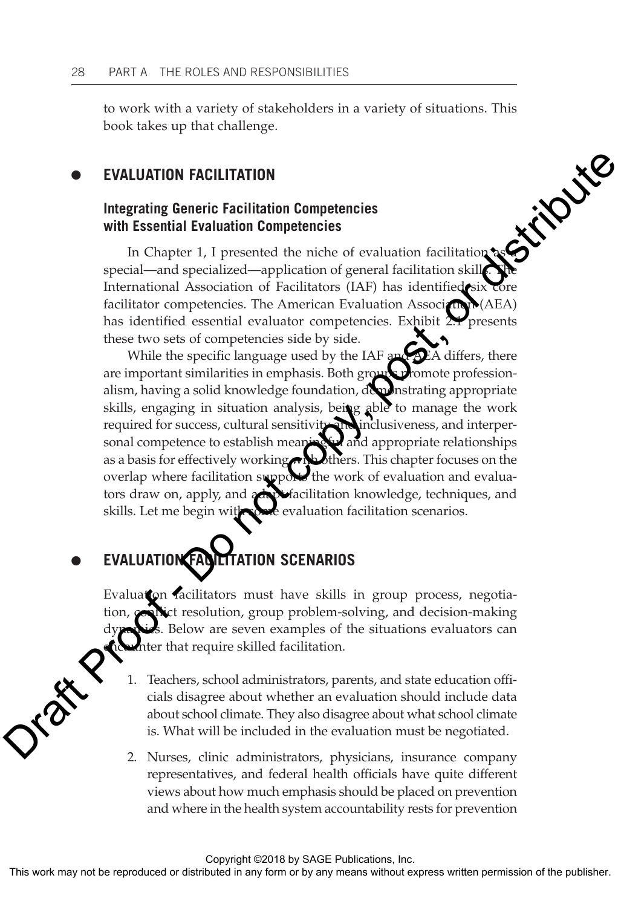to work with a variety of stakeholders in a variety of situations. This book takes up that challenge.

## EVALUATION FACILITATION

### Integrating Generic Facilitation Competencies with Essential Evaluation Competencies

In Chapter 1, I presented the niche of evaluation facilitation as a special—and specialized—application of general facilitation skills. The International Association of Facilitators (IAF) has identified six core facilitator competencies. The American Evaluation Association (AEA) has identified essential evaluator competencies. Exhibit 2.1 presents these two sets of competencies side by side.

While the specific language used by the IAF and AEA differs, there are important similarities in emphasis. Both groups promote professionalism, having a solid knowledge foundation, demonstrating appropriate skills, engaging in situation analysis, being able to manage the work required for success, cultural sensitivity and inclusiveness, and interpersonal competence to establish meaningful and appropriate relationships as a basis for effectively working with others. This chapter focuses on the overlap where facilitation supports the work of evaluation and evaluators draw on, apply, and adapt facilitation knowledge, techniques, and skills. Let me begin with some evaluation facilitation scenarios.

## EVALUATION FACILITATION SCENARIOS

Evaluation facilitators must have skills in group process, negotiation, conflict resolution, group problem-solving, and decision-making dynamics. Below are seven examples of the situations evaluators can encounter that require skilled facilitation.

1. Teachers, school administrators, parents, and state education officials disagree about whether an evaluation should include data about school climate. They also disagree about what school climate is. What will be included in the evaluation must be negotiated.

2. Nurses, clinic administrators, physicians, insurance company representatives, and federal health officials have quite different views about how much emphasis should be placed on prevention and where in the health system accountability rests for prevention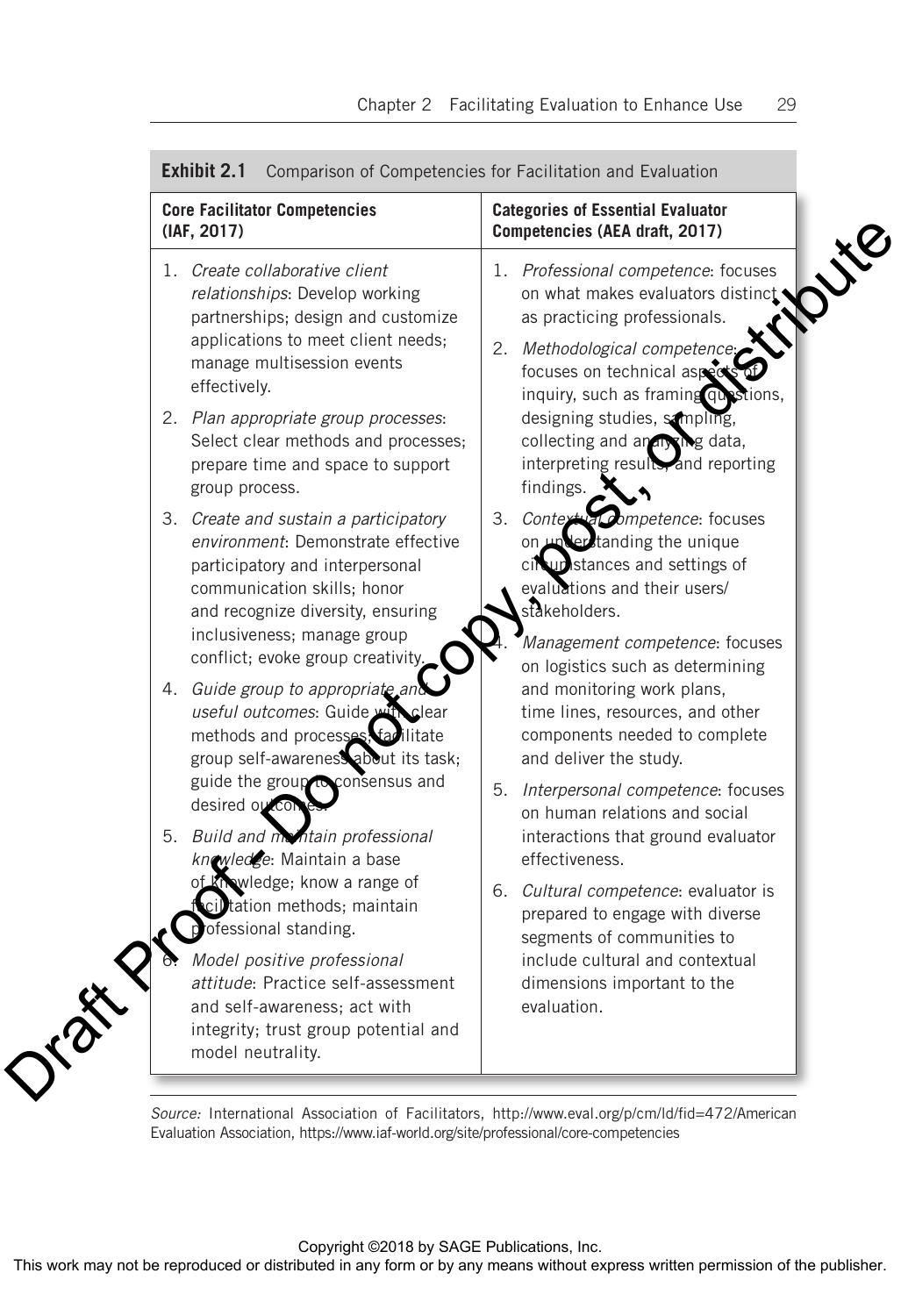**Exhibit 2.1** Comparison of Competencies for Facilitation and Evaluation

| Core Facilitator Competencies (IAF, 2017) | Categories of Essential Evaluator Competencies (AEA draft, 2017) |
|---|---|
| 1. *Create collaborative client relationships*: Develop working partnerships; design and customize applications to meet client needs; manage multisession events effectively.<br>2. *Plan appropriate group processes*: Select clear methods and processes; prepare time and space to support group process.<br>3. *Create and sustain a participatory environment*: Demonstrate effective participatory and interpersonal communication skills; honor and recognize diversity, ensuring inclusiveness; manage group conflict; evoke group creativity.<br>4. *Guide group to appropriate and useful outcomes*: Guide with clear methods and processes; facilitate group self-awareness about its task; guide the group to consensus and desired outcomes.<br>5. *Build and maintain professional knowledge*: Maintain a base of knowledge; know a range of facilitation methods; maintain professional standing.<br>6. *Model positive professional attitude*: Practice self-assessment and self-awareness; act with integrity; trust group potential and model neutrality. | 1. *Professional competence*: focuses on what makes evaluators distinct as practicing professionals.<br>2. *Methodological competence*: focuses on technical aspects of inquiry, such as framing questions, designing studies, sampling, collecting and analyzing data, interpreting results, and reporting findings.<br>3. *Contextual competence*: focuses on understanding the unique circumstances and settings of evaluations and their users/stakeholders.<br>4. *Management competence*: focuses on logistics such as determining and monitoring work plans, time lines, resources, and other components needed to complete and deliver the study.<br>5. *Interpersonal competence*: focuses on human relations and social interactions that ground evaluator effectiveness.<br>6. *Cultural competence*: evaluator is prepared to engage with diverse segments of communities to include cultural and contextual dimensions important to the evaluation. |

*Source:* International Association of Facilitators, http://www.eval.org/p/cm/ld/fid=472/American Evaluation Association, https://www.iaf-world.org/site/professional/core-competencies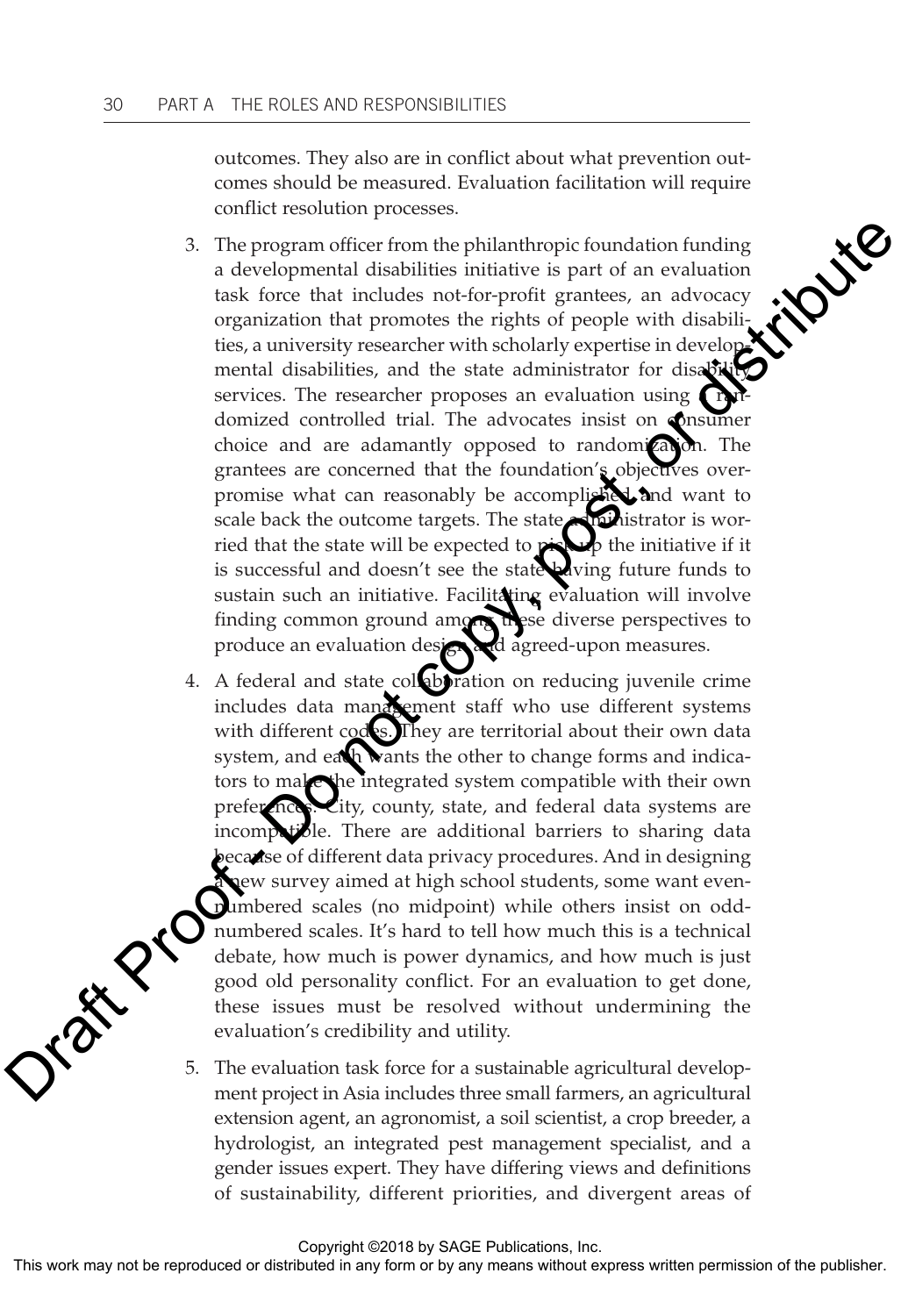outcomes. They also are in conflict about what prevention outcomes should be measured. Evaluation facilitation will require conflict resolution processes.

3. The program officer from the philanthropic foundation funding a developmental disabilities initiative is part of an evaluation task force that includes not-for-profit grantees, an advocacy organization that promotes the rights of people with disabilities, a university researcher with scholarly expertise in developmental disabilities, and the state administrator for disability services. The researcher proposes an evaluation using a randomized controlled trial. The advocates insist on consumer choice and are adamantly opposed to randomization. The grantees are concerned that the foundation's objectives overpromise what can reasonably be accomplished and want to scale back the outcome targets. The state administrator is worried that the state will be expected to pick up the initiative if it is successful and doesn't see the state having future funds to sustain such an initiative. Facilitating evaluation will involve finding common ground among these diverse perspectives to produce an evaluation design and agreed-upon measures.

4. A federal and state collaboration on reducing juvenile crime includes data management staff who use different systems with different codes. They are territorial about their own data system, and each wants the other to change forms and indicators to make the integrated system compatible with their own preferences. City, county, state, and federal data systems are incompatible. There are additional barriers to sharing data because of different data privacy procedures. And in designing a new survey aimed at high school students, some want even-numbered scales (no midpoint) while others insist on odd-numbered scales. It's hard to tell how much this is a technical debate, how much is power dynamics, and how much is just good old personality conflict. For an evaluation to get done, these issues must be resolved without undermining the evaluation's credibility and utility.

5. The evaluation task force for a sustainable agricultural development project in Asia includes three small farmers, an agricultural extension agent, an agronomist, a soil scientist, a crop breeder, a hydrologist, an integrated pest management specialist, and a gender issues expert. They have differing views and definitions of sustainability, different priorities, and divergent areas of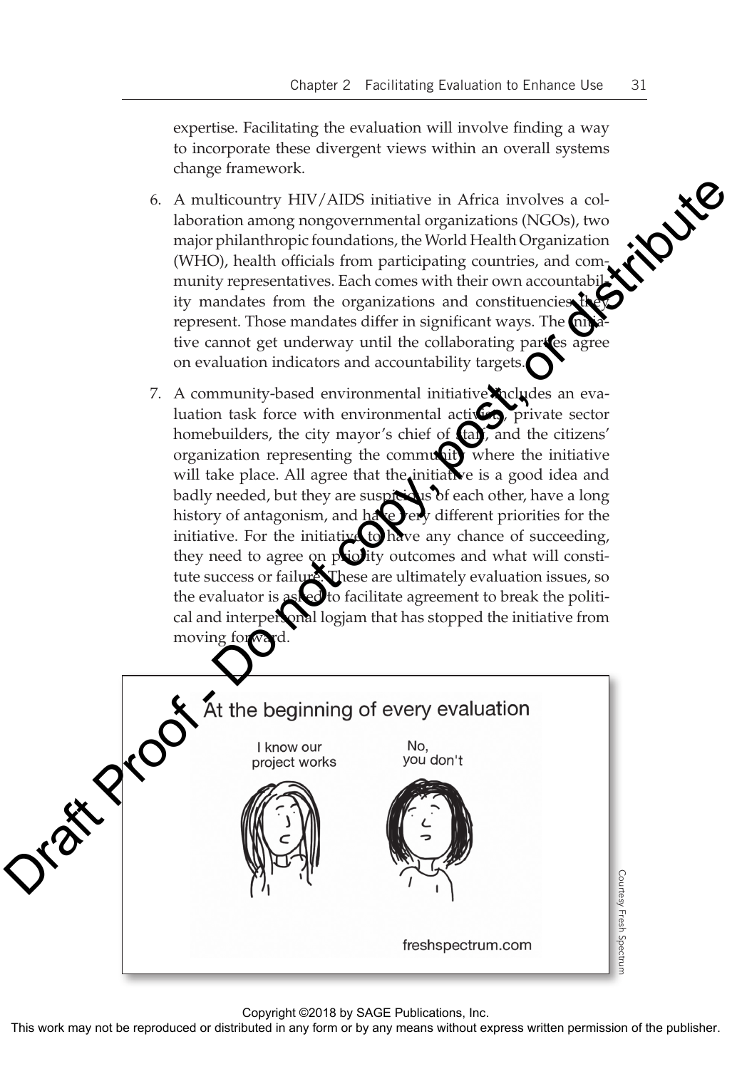expertise. Facilitating the evaluation will involve finding a way to incorporate these divergent views within an overall systems change framework.

6. A multicountry HIV/AIDS initiative in Africa involves a collaboration among nongovernmental organizations (NGOs), two major philanthropic foundations, the World Health Organization (WHO), health officials from participating countries, and community representatives. Each comes with their own accountability mandates from the organizations and constituencies they represent. Those mandates differ in significant ways. The initiative cannot get underway until the collaborating parties agree on evaluation indicators and accountability targets.

7. A community-based environmental initiative includes an evaluation task force with environmental activists, private sector homebuilders, the city mayor's chief of staff, and the citizens' organization representing the community where the initiative will take place. All agree that the initiative is a good idea and badly needed, but they are suspicious of each other, have a long history of antagonism, and have very different priorities for the initiative. For the initiative to have any chance of succeeding, they need to agree on priority outcomes and what will constitute success or failure. These are ultimately evaluation issues, so the evaluator is asked to facilitate agreement to break the political and interpersonal logjam that has stopped the initiative from moving forward.

Courtesy Fresh Spectrum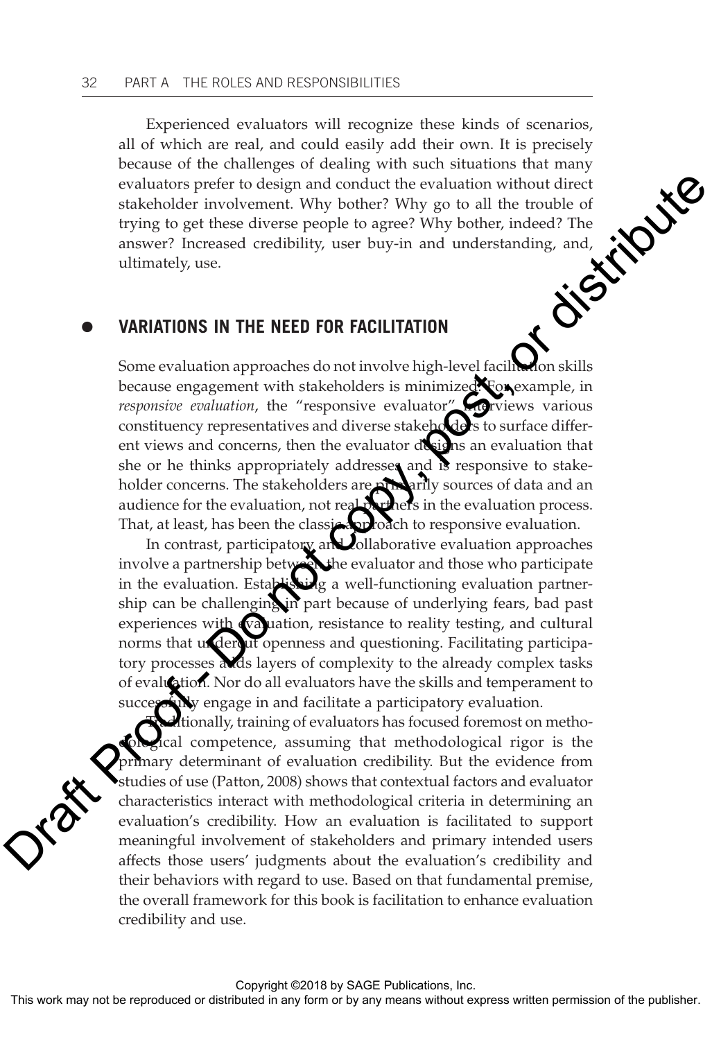Experienced evaluators will recognize these kinds of scenarios, all of which are real, and could easily add their own. It is precisely because of the challenges of dealing with such situations that many evaluators prefer to design and conduct the evaluation without direct stakeholder involvement. Why bother? Why go to all the trouble of trying to get these diverse people to agree? Why bother, indeed? The answer? Increased credibility, user buy-in and understanding, and, ultimately, use.

## VARIATIONS IN THE NEED FOR FACILITATION

Some evaluation approaches do not involve high-level facilitation skills because engagement with stakeholders is minimized. For example, in *responsive evaluation*, the "responsive evaluator" interviews various constituency representatives and diverse stakeholders to surface different views and concerns, then the evaluator designs an evaluation that she or he thinks appropriately addresses and is responsive to stakeholder concerns. The stakeholders are primarily sources of data and an audience for the evaluation, not real partners in the evaluation process. That, at least, has been the classic approach to responsive evaluation.

In contrast, participatory and collaborative evaluation approaches involve a partnership between the evaluator and those who participate in the evaluation. Establishing a well-functioning evaluation partnership can be challenging in part because of underlying fears, bad past experiences with evaluation, resistance to reality testing, and cultural norms that undercut openness and questioning. Facilitating participatory processes adds layers of complexity to the already complex tasks of evaluation. Nor do all evaluators have the skills and temperament to successfully engage in and facilitate a participatory evaluation.

Traditionally, training of evaluators has focused foremost on methodological competence, assuming that methodological rigor is the primary determinant of evaluation credibility. But the evidence from studies of use (Patton, 2008) shows that contextual factors and evaluator characteristics interact with methodological criteria in determining an evaluation's credibility. How an evaluation is facilitated to support meaningful involvement of stakeholders and primary intended users affects those users' judgments about the evaluation's credibility and their behaviors with regard to use. Based on that fundamental premise, the overall framework for this book is facilitation to enhance evaluation credibility and use.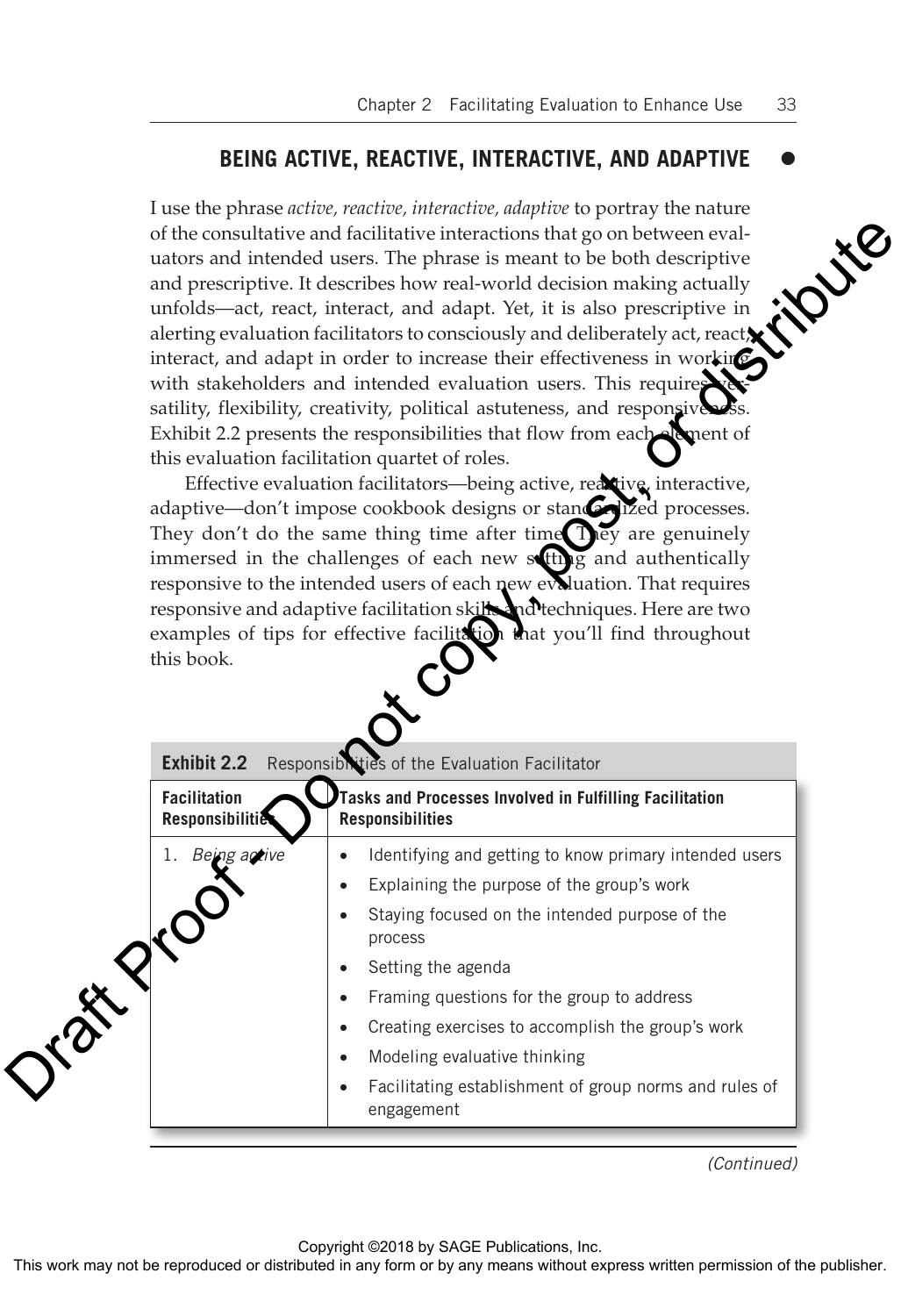## BEING ACTIVE, REACTIVE, INTERACTIVE, AND ADAPTIVE

I use the phrase *active, reactive, interactive, adaptive* to portray the nature of the consultative and facilitative interactions that go on between evaluators and intended users. The phrase is meant to be both descriptive and prescriptive. It describes how real-world decision making actually unfolds—act, react, interact, and adapt. Yet, it is also prescriptive in alerting evaluation facilitators to consciously and deliberately act, react, interact, and adapt in order to increase their effectiveness in working with stakeholders and intended evaluation users. This requires versatility, flexibility, creativity, political astuteness, and responsiveness. Exhibit 2.2 presents the responsibilities that flow from each element of this evaluation facilitation quartet of roles.

Effective evaluation facilitators—being active, reactive, interactive, adaptive—don't impose cookbook designs or standardized processes. They don't do the same thing time after time. They are genuinely immersed in the challenges of each new setting and authentically responsive to the intended users of each new evaluation. That requires responsive and adaptive facilitation skills and techniques. Here are two examples of tips for effective facilitation that you'll find throughout this book.

**Exhibit 2.2** Responsibilities of the Evaluation Facilitator

| Facilitation Responsibilities | Tasks and Processes Involved in Fulfilling Facilitation Responsibilities |
|---|---|
| 1. *Being active* | • Identifying and getting to know primary intended users<br>• Explaining the purpose of the group's work<br>• Staying focused on the intended purpose of the process<br>• Setting the agenda<br>• Framing questions for the group to address<br>• Creating exercises to accomplish the group's work<br>• Modeling evaluative thinking<br>• Facilitating establishment of group norms and rules of engagement |

*(Continued)*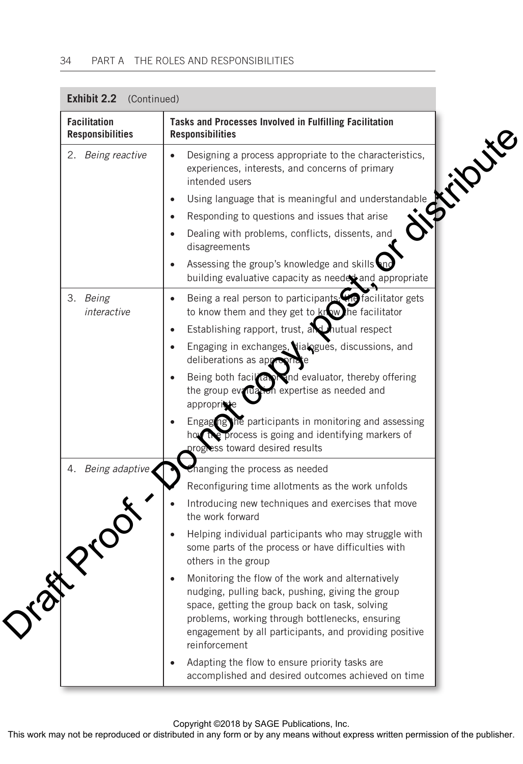**Exhibit 2.2** (Continued)

| Facilitation Responsibilities | Tasks and Processes Involved in Fulfilling Facilitation Responsibilities |
|---|---|
| 2. *Being reactive* | • Designing a process appropriate to the characteristics, experiences, interests, and concerns of primary intended users<br>• Using language that is meaningful and understandable<br>• Responding to questions and issues that arise<br>• Dealing with problems, conflicts, dissents, and disagreements<br>• Assessing the group's knowledge and skills and building evaluative capacity as needed and appropriate |
| 3. *Being interactive* | • Being a real person to participants: the facilitator gets to know them and they get to know the facilitator<br>• Establishing rapport, trust, and mutual respect<br>• Engaging in exchanges, dialogues, discussions, and deliberations as appropriate<br>• Being both facilitator and evaluator, thereby offering the group evaluation expertise as needed and appropriate<br>• Engaging the participants in monitoring and assessing how the process is going and identifying markers of progress toward desired results |
| 4. *Being adaptive* | • Changing the process as needed<br>• Reconfiguring time allotments as the work unfolds<br>• Introducing new techniques and exercises that move the work forward<br>• Helping individual participants who may struggle with some parts of the process or have difficulties with others in the group<br>• Monitoring the flow of the work and alternatively nudging, pulling back, pushing, giving the group space, getting the group back on task, solving problems, working through bottlenecks, ensuring engagement by all participants, and providing positive reinforcement<br>• Adapting the flow to ensure priority tasks are accomplished and desired outcomes achieved on time |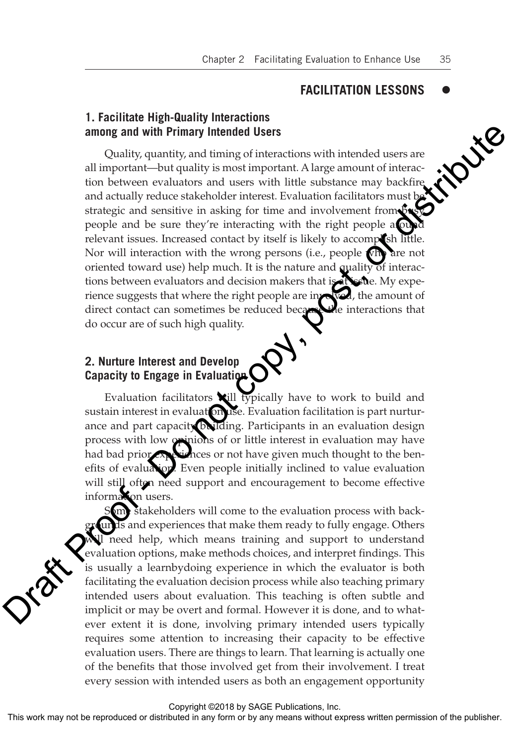## FACILITATION LESSONS

### 1. Facilitate High-Quality Interactions among and with Primary Intended Users

Quality, quantity, and timing of interactions with intended users are all important—but quality is most important. A large amount of interaction between evaluators and users with little substance may backfire and actually reduce stakeholder interest. Evaluation facilitators must be strategic and sensitive in asking for time and involvement from busy people and be sure they're interacting with the right people around relevant issues. Increased contact by itself is likely to accomplish little. Nor will interaction with the wrong persons (i.e., people who are not oriented toward use) help much. It is the nature and quality of interactions between evaluators and decision makers that is at issue. My experience suggests that where the right people are involved, the amount of direct contact can sometimes be reduced because the interactions that do occur are of such high quality.

### 2. Nurture Interest and Develop Capacity to Engage in Evaluation

Evaluation facilitators will typically have to work to build and sustain interest in evaluation use. Evaluation facilitation is part nurturance and part capacity building. Participants in an evaluation design process with low opinions of or little interest in evaluation may have had bad prior experiences or not have given much thought to the benefits of evaluation. Even people initially inclined to value evaluation will still often need support and encouragement to become effective information users.

Some stakeholders will come to the evaluation process with backgrounds and experiences that make them ready to fully engage. Others will need help, which means training and support to understand evaluation options, make methods choices, and interpret findings. This is usually a learnbydoing experience in which the evaluator is both facilitating the evaluation decision process while also teaching primary intended users about evaluation. This teaching is often subtle and implicit or may be overt and formal. However it is done, and to whatever extent it is done, involving primary intended users typically requires some attention to increasing their capacity to be effective evaluation users. There are things to learn. That learning is actually one of the benefits that those involved get from their involvement. I treat every session with intended users as both an engagement opportunity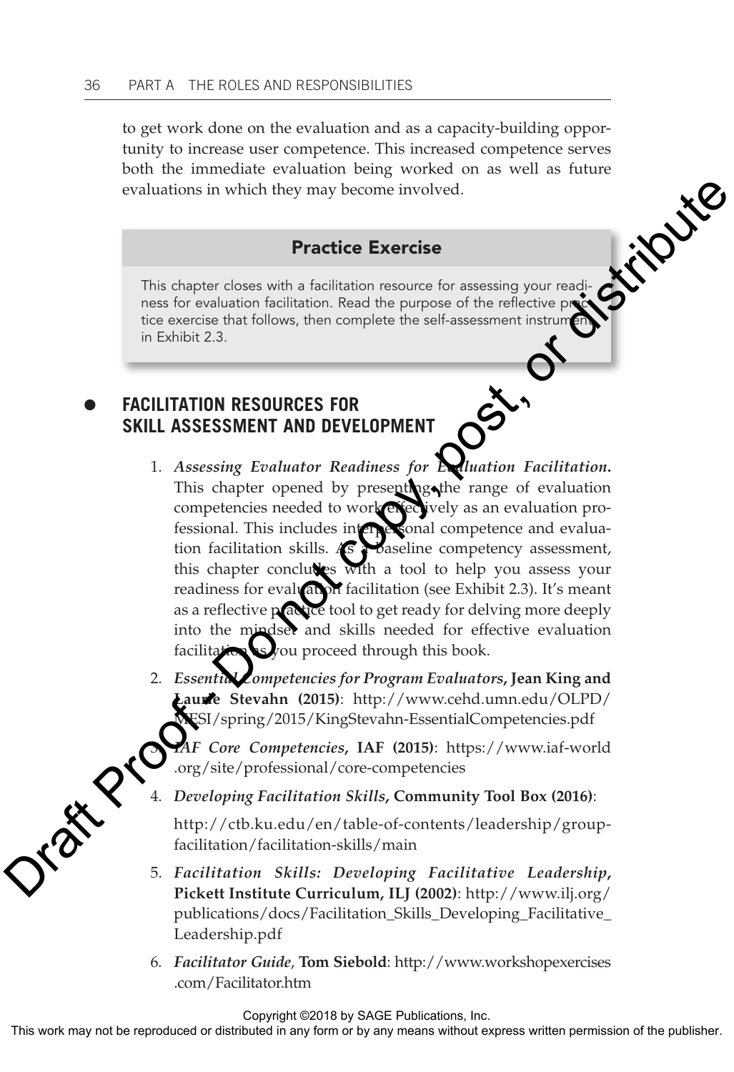to get work done on the evaluation and as a capacity-building opportunity to increase user competence. This increased competence serves both the immediate evaluation being worked on as well as future evaluations in which they may become involved.

### Practice Exercise

This chapter closes with a facilitation resource for assessing your readiness for evaluation facilitation. Read the purpose of the reflective practice exercise that follows, then complete the self-assessment instrument in Exhibit 2.3.

## FACILITATION RESOURCES FOR SKILL ASSESSMENT AND DEVELOPMENT

1. ***Assessing Evaluator Readiness for Evaluation Facilitation.*** This chapter opened by presenting the range of evaluation competencies needed to work effectively as an evaluation professional. This includes interpersonal competence and evaluation facilitation skills. As a baseline competency assessment, this chapter concludes with a tool to help you assess your readiness for evaluation facilitation (see Exhibit 2.3). It's meant as a reflective practice tool to get ready for delving more deeply into the mindset and skills needed for effective evaluation facilitation as you proceed through this book.

2. ***Essential Competencies for Program Evaluators*, Jean King and Laurie Stevahn (2015)**: http://www.cehd.umn.edu/OLPD/MESI/spring/2015/KingStevahn-EssentialCompetencies.pdf

3. ***IAF Core Competencies*, IAF (2015)**: https://www.iaf-world.org/site/professional/core-competencies

4. ***Developing Facilitation Skills*, Community Tool Box (2016)**:

   http://ctb.ku.edu/en/table-of-contents/leadership/group-facilitation/facilitation-skills/main

5. ***Facilitation Skills: Developing Facilitative Leadership*, Pickett Institute Curriculum, ILJ (2002)**: http://www.ilj.org/publications/docs/Facilitation_Skills_Developing_Facilitative_Leadership.pdf

6. ***Facilitator Guide*, Tom Siebold**: http://www.workshopexercises.com/Facilitator.htm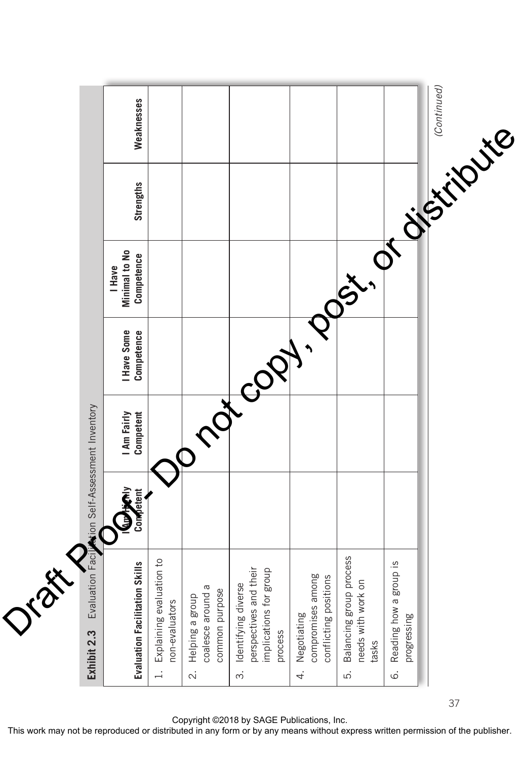**Exhibit 2.3** Evaluation Facilitation Self-Assessment Inventory

| Evaluation Facilitation Skills | I Am Highly Competent | I Am Fairly Competent | I Have Some Competence | I Have Minimal to No Competence | Strengths | Weaknesses |
|---|---|---|---|---|---|---|
| 1. Explaining evaluation to non-evaluators | | | | | | |
| 2. Helping a group coalesce around a common purpose | | | | | | |
| 3. Identifying diverse perspectives and their implications for group process | | | | | | |
| 4. Negotiating compromises among conflicting positions | | | | | | |
| 5. Balancing group process needs with work on tasks | | | | | | |
| 6. Reading how a group is progressing | | | | | | |

*(Continued)*

Copyright ©2018 by SAGE Publications, Inc.
This work may not be reproduced or distributed in any form or by any means without express written permission of the publisher.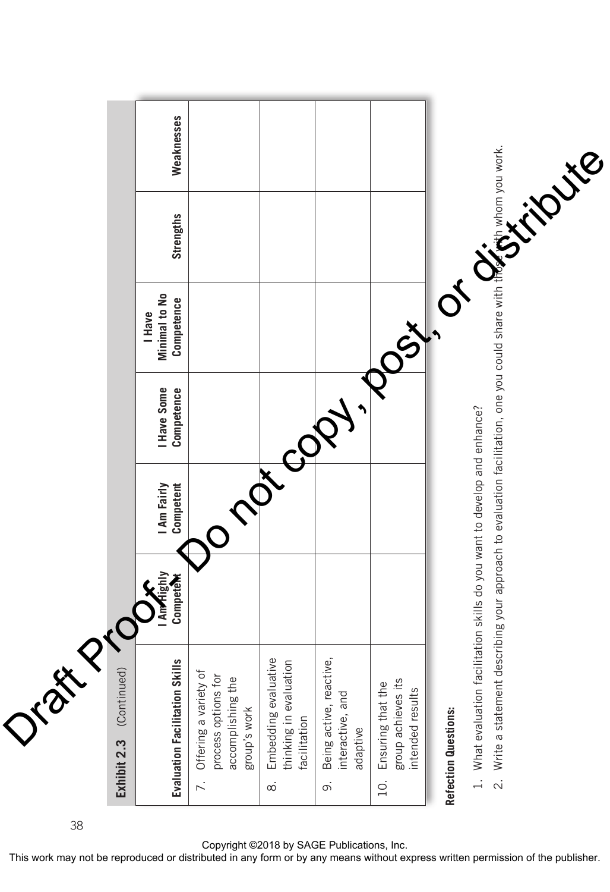**Exhibit 2.3** (Continued)

| Evaluation Facilitation Skills | I Am Highly Competent | I Am Fairly Competent | I Have Some Competence | I Have Minimal to No Competence | Strengths | Weaknesses |
|---|---|---|---|---|---|---|
| 7. Offering a variety of process options for accomplishing the group's work | | | | | | |
| 8. Embedding evaluative thinking in evaluation facilitation | | | | | | |
| 9. Being active, reactive, interactive, and adaptive | | | | | | |
| 10. Ensuring that the group achieves its intended results | | | | | | |

**Refection Questions:**

1. What evaluation facilitation skills do you want to develop and enhance?
2. Write a statement describing your approach to evaluation facilitation, one you could share with those with whom you work.

Copyright ©2018 by SAGE Publications, Inc.
This work may not be reproduced or distributed in any form or by any means without express written permission of the publisher.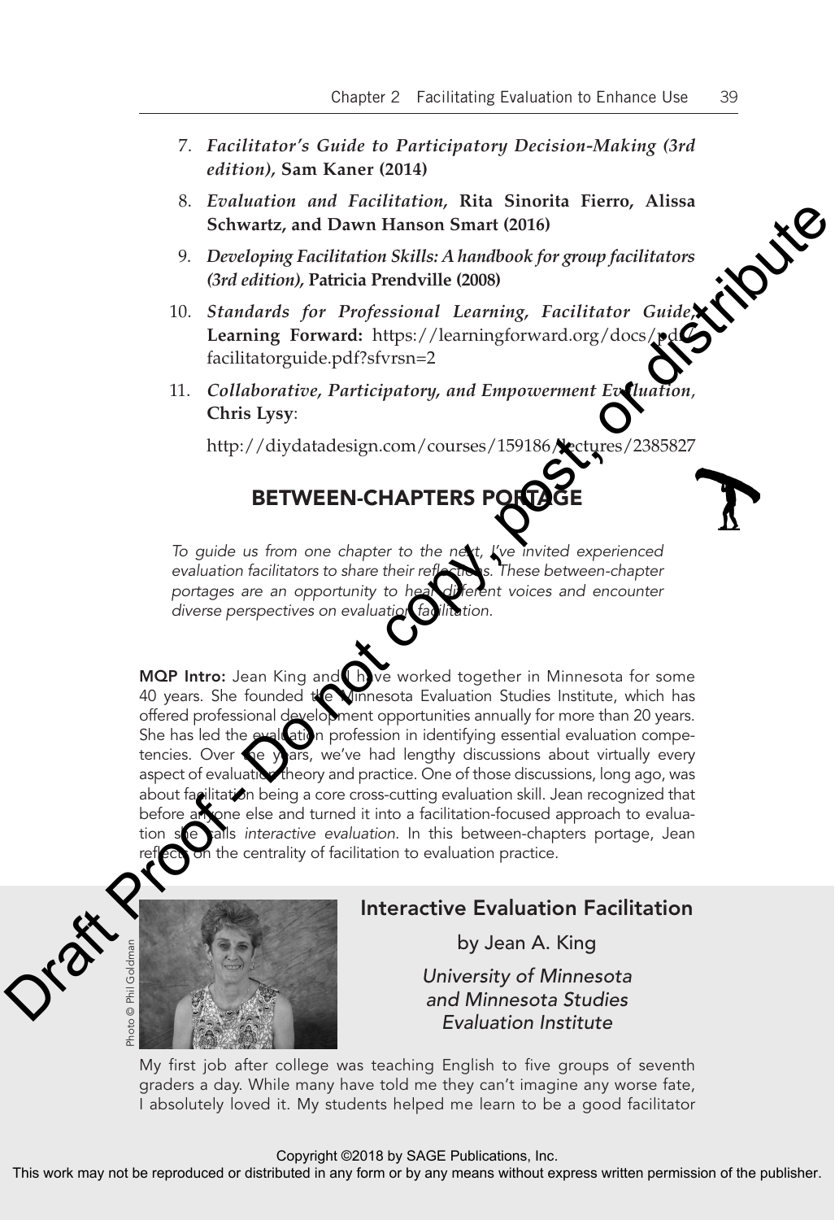7. ***Facilitator's Guide to Participatory Decision-Making (3rd edition),*** **Sam Kaner (2014)**

8. ***Evaluation and Facilitation,*** **Rita Sinorita Fierro, Alissa Schwartz, and Dawn Hanson Smart (2016)**

9. ***Developing Facilitation Skills: A handbook for group facilitators (3rd edition),*** **Patricia Prendville (2008)**

10. ***Standards for Professional Learning, Facilitator Guide,*** **Learning Forward:** https://learningforward.org/docs/pdf/facilitatorguide.pdf?sfvrsn=2

11. ***Collaborative, Participatory, and Empowerment Evaluation,*** **Chris Lysy**:

    http://diydatadesign.com/courses/159186/lectures/2385827

## BETWEEN-CHAPTERS PORTAGE

*To guide us from one chapter to the next, I've invited experienced evaluation facilitators to share their reflections. These between-chapter portages are an opportunity to hear different voices and encounter diverse perspectives on evaluation facilitation.*

**MQP Intro:** Jean King and I have worked together in Minnesota for some 40 years. She founded the Minnesota Evaluation Studies Institute, which has offered professional development opportunities annually for more than 20 years. She has led the evaluation profession in identifying essential evaluation competencies. Over the years, we've had lengthy discussions about virtually every aspect of evaluation theory and practice. One of those discussions, long ago, was about facilitation being a core cross-cutting evaluation skill. Jean recognized that before anyone else and turned it into a facilitation-focused approach to evaluation she calls *interactive evaluation*. In this between-chapters portage, Jean reflects on the centrality of facilitation to evaluation practice.

### Interactive Evaluation Facilitation

by Jean A. King

*University of Minnesota and Minnesota Studies Evaluation Institute*

Photo © Phil Goldman

My first job after college was teaching English to five groups of seventh graders a day. While many have told me they can't imagine any worse fate, I absolutely loved it. My students helped me learn to be a good facilitator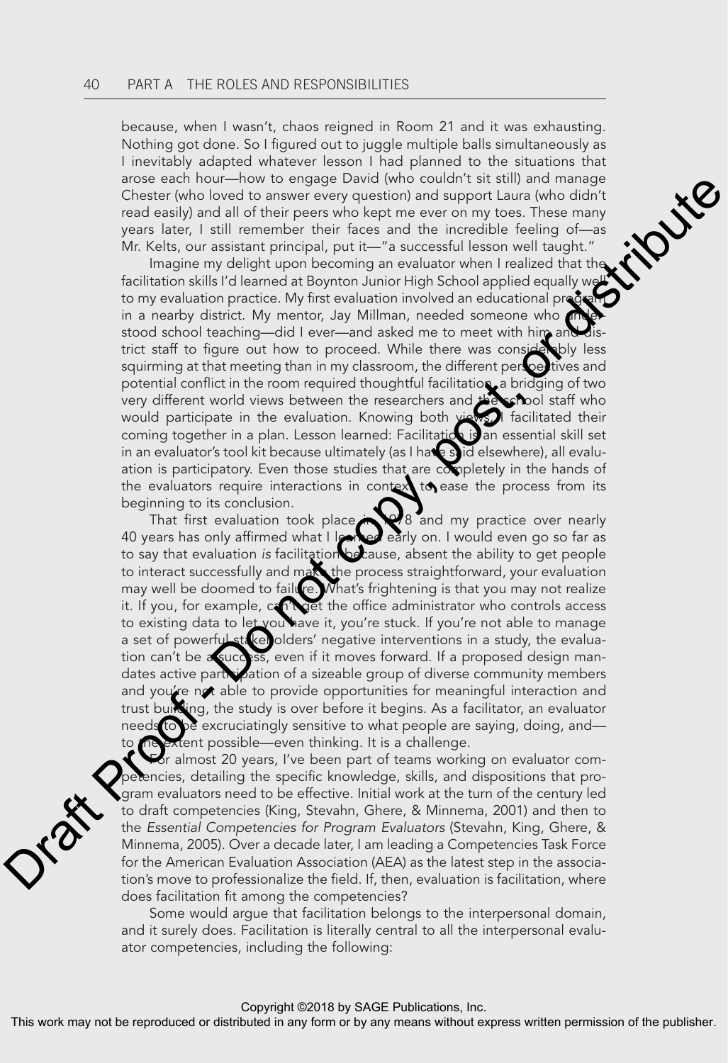because, when I wasn't, chaos reigned in Room 21 and it was exhausting. Nothing got done. So I figured out to juggle multiple balls simultaneously as I inevitably adapted whatever lesson I had planned to the situations that arose each hour—how to engage David (who couldn't sit still) and manage Chester (who loved to answer every question) and support Laura (who didn't read easily) and all of their peers who kept me ever on my toes. These many years later, I still remember their faces and the incredible feeling of—as Mr. Kelts, our assistant principal, put it—"a successful lesson well taught."

Imagine my delight upon becoming an evaluator when I realized that the facilitation skills I'd learned at Boynton Junior High School applied equally well to my evaluation practice. My first evaluation involved an educational program in a nearby district. My mentor, Jay Millman, needed someone who understood school teaching—did I ever—and asked me to meet with him and district staff to figure out how to proceed. While there was considerably less squirming at that meeting than in my classroom, the different perspectives and potential conflict in the room required thoughtful facilitation, a bridging of two very different world views between the researchers and the school staff who would participate in the evaluation. Knowing both views facilitated their coming together in a plan. Lesson learned: Facilitation is an essential skill set in an evaluator's tool kit because ultimately (as I have said elsewhere), all evaluation is participatory. Even those studies that are completely in the hands of the evaluators require interactions in context to ease the process from its beginning to its conclusion.

That first evaluation took place in 1978 and my practice over nearly 40 years has only affirmed what I learned early on. I would even go so far as to say that evaluation *is* facilitation because, absent the ability to get people to interact successfully and make the process straightforward, your evaluation may well be doomed to failure. What's frightening is that you may not realize it. If you, for example, can't get the office administrator who controls access to existing data to let you have it, you're stuck. If you're not able to manage a set of powerful stakeholders' negative interventions in a study, the evaluation can't be a success, even if it moves forward. If a proposed design mandates active participation of a sizeable group of diverse community members and you're not able to provide opportunities for meaningful interaction and trust building, the study is over before it begins. As a facilitator, an evaluator needs to be excruciatingly sensitive to what people are saying, doing, and—to the extent possible—even thinking. It is a challenge.

For almost 20 years, I've been part of teams working on evaluator competencies, detailing the specific knowledge, skills, and dispositions that program evaluators need to be effective. Initial work at the turn of the century led to draft competencies (King, Stevahn, Ghere, & Minnema, 2001) and then to the *Essential Competencies for Program Evaluators* (Stevahn, King, Ghere, & Minnema, 2005). Over a decade later, I am leading a Competencies Task Force for the American Evaluation Association (AEA) as the latest step in the association's move to professionalize the field. If, then, evaluation is facilitation, where does facilitation fit among the competencies?

Some would argue that facilitation belongs to the interpersonal domain, and it surely does. Facilitation is literally central to all the interpersonal evaluator competencies, including the following: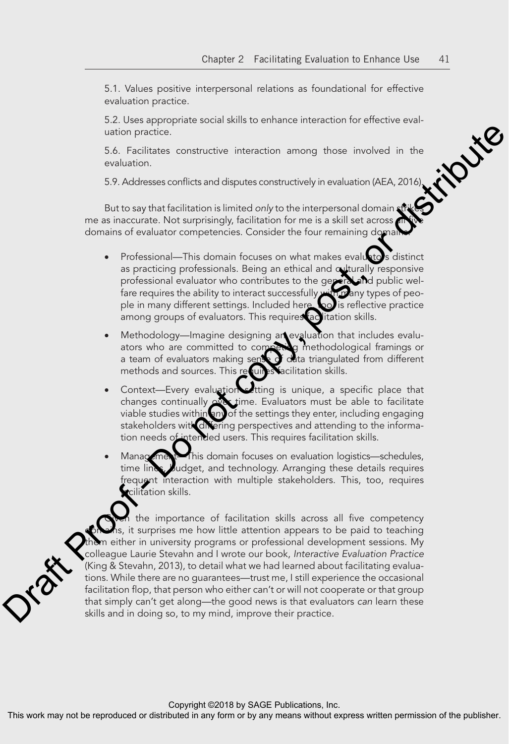5.1. Values positive interpersonal relations as foundational for effective evaluation practice.

5.2. Uses appropriate social skills to enhance interaction for effective evaluation practice.

5.6. Facilitates constructive interaction among those involved in the evaluation.

5.9. Addresses conflicts and disputes constructively in evaluation (AEA, 2016).

But to say that facilitation is limited *only* to the interpersonal domain strikes me as inaccurate. Not surprisingly, facilitation for me is a skill set across all five domains of evaluator competencies. Consider the four remaining domains:

- Professional—This domain focuses on what makes evaluators distinct as practicing professionals. Being an ethical and culturally responsive professional evaluator who contributes to the general and public welfare requires the ability to interact successfully with many types of people in many different settings. Included here, too, is reflective practice among groups of evaluators. This requires facilitation skills.
- Methodology—Imagine designing an evaluation that includes evaluators who are committed to competing methodological framings or a team of evaluators making sense of data triangulated from different methods and sources. This requires facilitation skills.
- Context—Every evaluation setting is unique, a specific place that changes continually over time. Evaluators must be able to facilitate viable studies within any of the settings they enter, including engaging stakeholders with differing perspectives and attending to the information needs of intended users. This requires facilitation skills.
- Management—This domain focuses on evaluation logistics—schedules, time lines, budget, and technology. Arranging these details requires frequent interaction with multiple stakeholders. This, too, requires facilitation skills.

Given the importance of facilitation skills across all five competency domains, it surprises me how little attention appears to be paid to teaching them either in university programs or professional development sessions. My colleague Laurie Stevahn and I wrote our book, *Interactive Evaluation Practice* (King & Stevahn, 2013), to detail what we had learned about facilitating evaluations. While there are no guarantees—trust me, I still experience the occasional facilitation flop, that person who either can't or will not cooperate or that group that simply can't get along—the good news is that evaluators *can* learn these skills and in doing so, to my mind, improve their practice.